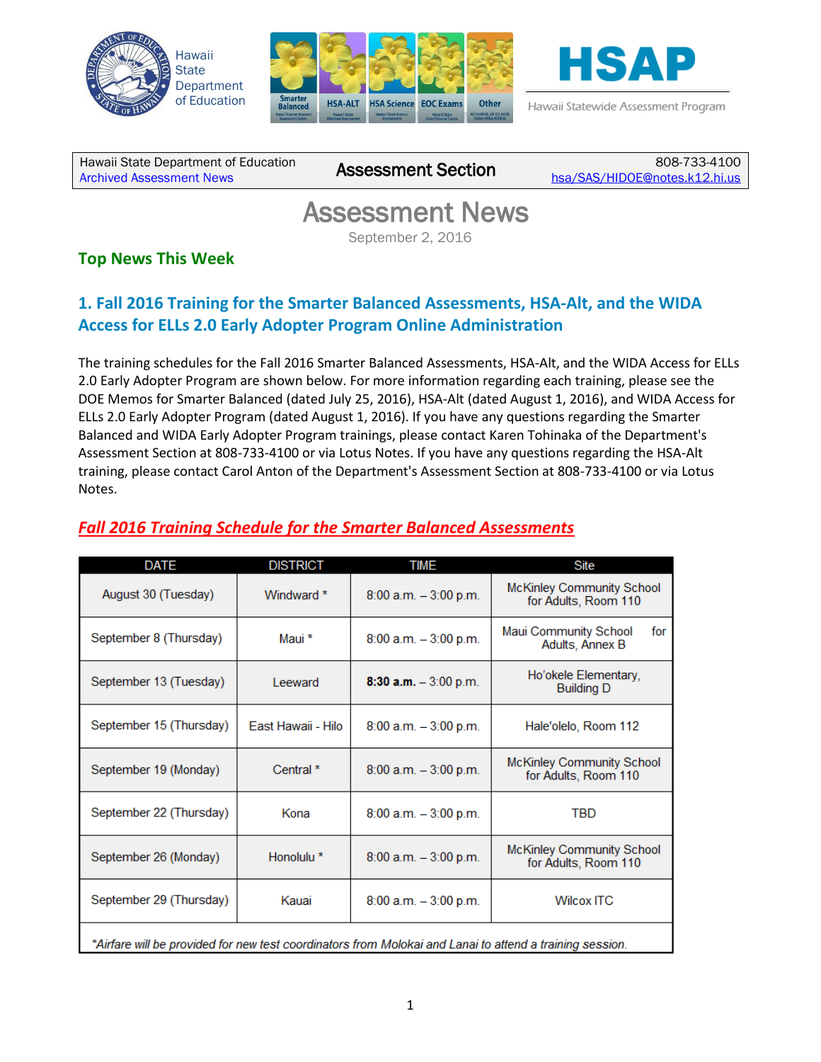Hawaii State Department of Education

HSAP — Hawaii Statewide Assessment Program

| Hawaii State Department of Education<br>Archived Assessment News | **Assessment Section** | 808-733-4100<br>hsa/SAS/HIDOE@notes.k12.hi.us |
|---|---|---|

# Assessment News

September 2, 2016

## Top News This Week

### 1. Fall 2016 Training for the Smarter Balanced Assessments, HSA-Alt, and the WIDA Access for ELLs 2.0 Early Adopter Program Online Administration

The training schedules for the Fall 2016 Smarter Balanced Assessments, HSA-Alt, and the WIDA Access for ELLs 2.0 Early Adopter Program are shown below. For more information regarding each training, please see the DOE Memos for Smarter Balanced (dated July 25, 2016), HSA-Alt (dated August 1, 2016), and WIDA Access for ELLs 2.0 Early Adopter Program (dated August 1, 2016). If you have any questions regarding the Smarter Balanced and WIDA Early Adopter Program trainings, please contact Karen Tohinaka of the Department's Assessment Section at 808-733-4100 or via Lotus Notes. If you have any questions regarding the HSA-Alt training, please contact Carol Anton of the Department's Assessment Section at 808-733-4100 or via Lotus Notes.

***Fall 2016 Training Schedule for the Smarter Balanced Assessments***

| DATE | DISTRICT | TIME | Site |
|---|---|---|---|
| August 30 (Tuesday) | Windward * | 8:00 a.m. – 3:00 p.m. | McKinley Community School for Adults, Room 110 |
| September 8 (Thursday) | Maui * | 8:00 a.m. – 3:00 p.m. | Maui Community School for Adults, Annex B |
| September 13 (Tuesday) | Leeward | **8:30 a.m.** – 3:00 p.m. | Ho'okele Elementary, Building D |
| September 15 (Thursday) | East Hawaii - Hilo | 8:00 a.m. – 3:00 p.m. | Hale'olelo, Room 112 |
| September 19 (Monday) | Central * | 8:00 a.m. – 3:00 p.m. | McKinley Community School for Adults, Room 110 |
| September 22 (Thursday) | Kona | 8:00 a.m. – 3:00 p.m. | TBD |
| September 26 (Monday) | Honolulu * | 8:00 a.m. – 3:00 p.m. | McKinley Community School for Adults, Room 110 |
| September 29 (Thursday) | Kauai | 8:00 a.m. – 3:00 p.m. | Wilcox ITC |

*\*Airfare will be provided for new test coordinators from Molokai and Lanai to attend a training session.*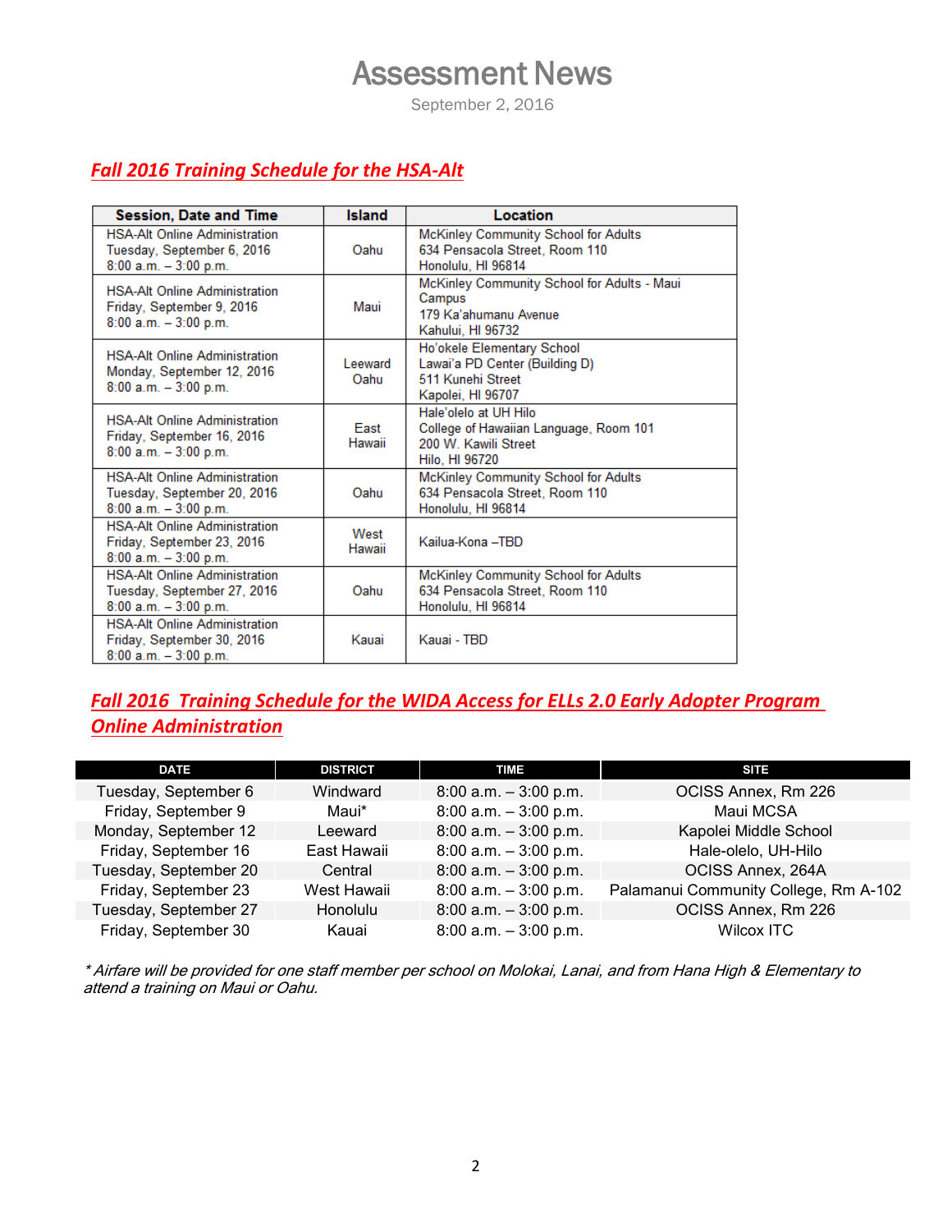# Assessment News

September 2, 2016

## Fall 2016 Training Schedule for the HSA-Alt

| Session, Date and Time | Island | Location |
|---|---|---|
| HSA-Alt Online Administration<br>Tuesday, September 6, 2016<br>8:00 a.m. – 3:00 p.m. | Oahu | McKinley Community School for Adults<br>634 Pensacola Street, Room 110<br>Honolulu, HI 96814 |
| HSA-Alt Online Administration<br>Friday, September 9, 2016<br>8:00 a.m. – 3:00 p.m. | Maui | McKinley Community School for Adults - Maui Campus<br>179 Ka'ahumanu Avenue<br>Kahului, HI 96732 |
| HSA-Alt Online Administration<br>Monday, September 12, 2016<br>8:00 a.m. – 3:00 p.m. | Leeward Oahu | Ho'okele Elementary School<br>Lawai'a PD Center (Building D)<br>511 Kunehi Street<br>Kapolei, HI 96707 |
| HSA-Alt Online Administration<br>Friday, September 16, 2016<br>8:00 a.m. – 3:00 p.m. | East Hawaii | Hale'olelo at UH Hilo<br>College of Hawaiian Language, Room 101<br>200 W. Kawili Street<br>Hilo, HI 96720 |
| HSA-Alt Online Administration<br>Tuesday, September 20, 2016<br>8:00 a.m. – 3:00 p.m. | Oahu | McKinley Community School for Adults<br>634 Pensacola Street, Room 110<br>Honolulu, HI 96814 |
| HSA-Alt Online Administration<br>Friday, September 23, 2016<br>8:00 a.m. – 3:00 p.m. | West Hawaii | Kailua-Kona –TBD |
| HSA-Alt Online Administration<br>Tuesday, September 27, 2016<br>8:00 a.m. – 3:00 p.m. | Oahu | McKinley Community School for Adults<br>634 Pensacola Street, Room 110<br>Honolulu, HI 96814 |
| HSA-Alt Online Administration<br>Friday, September 30, 2016<br>8:00 a.m. – 3:00 p.m. | Kauai | Kauai - TBD |

## Fall 2016 Training Schedule for the WIDA Access for ELLs 2.0 Early Adopter Program Online Administration

| DATE | DISTRICT | TIME | SITE |
|---|---|---|---|
| Tuesday, September 6 | Windward | 8:00 a.m. – 3:00 p.m. | OCISS Annex, Rm 226 |
| Friday, September 9 | Maui* | 8:00 a.m. – 3:00 p.m. | Maui MCSA |
| Monday, September 12 | Leeward | 8:00 a.m. – 3:00 p.m. | Kapolei Middle School |
| Friday, September 16 | East Hawaii | 8:00 a.m. – 3:00 p.m. | Hale-olelo, UH-Hilo |
| Tuesday, September 20 | Central | 8:00 a.m. – 3:00 p.m. | OCISS Annex, 264A |
| Friday, September 23 | West Hawaii | 8:00 a.m. – 3:00 p.m. | Palamanui Community College, Rm A-102 |
| Tuesday, September 27 | Honolulu | 8:00 a.m. – 3:00 p.m. | OCISS Annex, Rm 226 |
| Friday, September 30 | Kauai | 8:00 a.m. – 3:00 p.m. | Wilcox ITC |

*\* Airfare will be provided for one staff member per school on Molokai, Lanai, and from Hana High & Elementary to attend a training on Maui or Oahu.*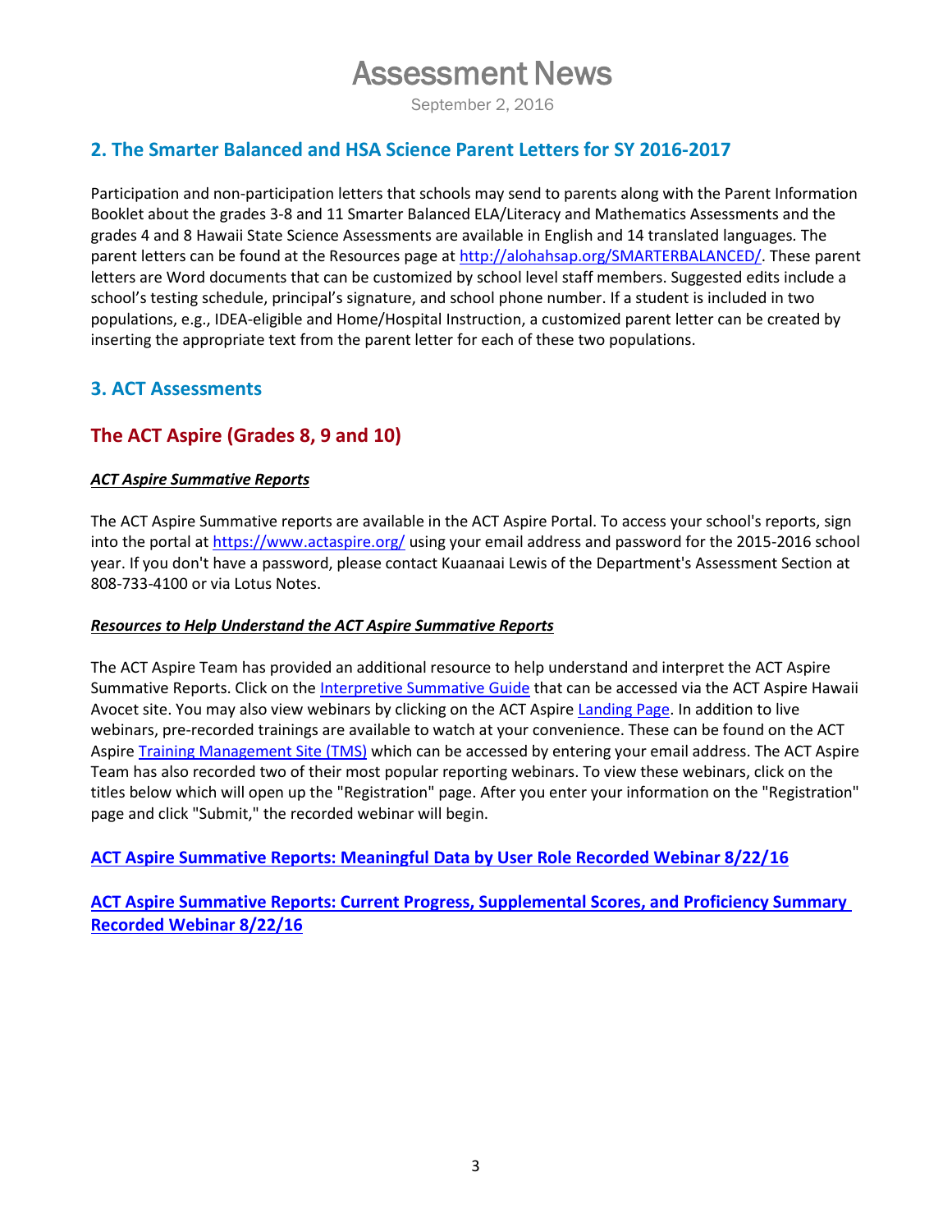## 2. The Smarter Balanced and HSA Science Parent Letters for SY 2016-2017

Participation and non-participation letters that schools may send to parents along with the Parent Information Booklet about the grades 3-8 and 11 Smarter Balanced ELA/Literacy and Mathematics Assessments and the grades 4 and 8 Hawaii State Science Assessments are available in English and 14 translated languages. The parent letters can be found at the Resources page at http://alohahsap.org/SMARTERBALANCED/. These parent letters are Word documents that can be customized by school level staff members. Suggested edits include a school's testing schedule, principal's signature, and school phone number. If a student is included in two populations, e.g., IDEA-eligible and Home/Hospital Instruction, a customized parent letter can be created by inserting the appropriate text from the parent letter for each of these two populations.

## 3. ACT Assessments

### The ACT Aspire (Grades 8, 9 and 10)

***ACT Aspire Summative Reports***

The ACT Aspire Summative reports are available in the ACT Aspire Portal. To access your school's reports, sign into the portal at https://www.actaspire.org/ using your email address and password for the 2015-2016 school year. If you don't have a password, please contact Kuaanaai Lewis of the Department's Assessment Section at 808-733-4100 or via Lotus Notes.

***Resources to Help Understand the ACT Aspire Summative Reports***

The ACT Aspire Team has provided an additional resource to help understand and interpret the ACT Aspire Summative Reports. Click on the Interpretive Summative Guide that can be accessed via the ACT Aspire Hawaii Avocet site. You may also view webinars by clicking on the ACT Aspire Landing Page. In addition to live webinars, pre-recorded trainings are available to watch at your convenience. These can be found on the ACT Aspire Training Management Site (TMS) which can be accessed by entering your email address. The ACT Aspire Team has also recorded two of their most popular reporting webinars. To view these webinars, click on the titles below which will open up the "Registration" page. After you enter your information on the "Registration" page and click "Submit," the recorded webinar will begin.

**ACT Aspire Summative Reports: Meaningful Data by User Role Recorded Webinar 8/22/16**

**ACT Aspire Summative Reports: Current Progress, Supplemental Scores, and Proficiency Summary Recorded Webinar 8/22/16**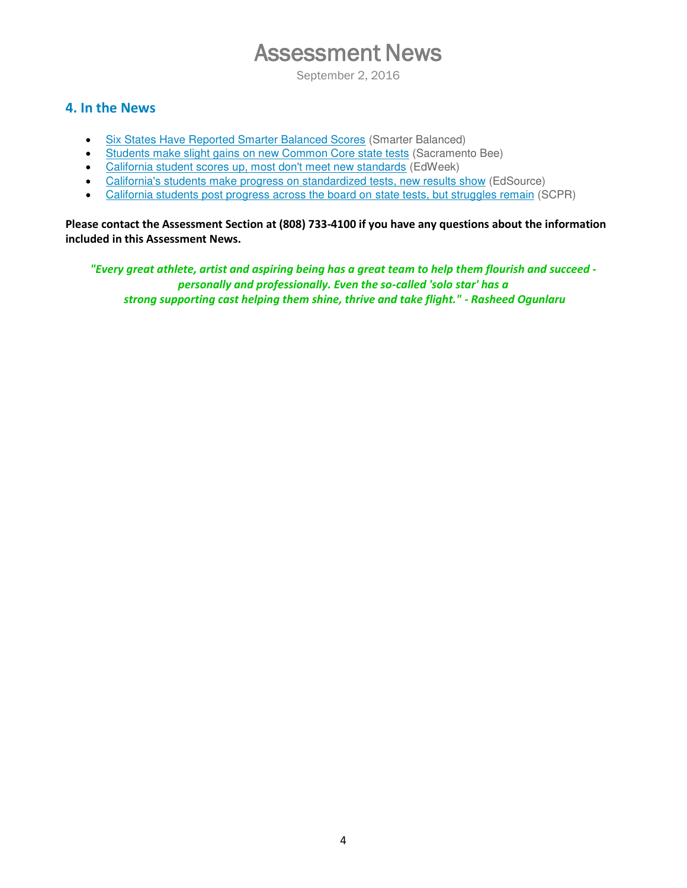## 4. In the News

- Six States Have Reported Smarter Balanced Scores (Smarter Balanced)
- Students make slight gains on new Common Core state tests (Sacramento Bee)
- California student scores up, most don't meet new standards (EdWeek)
- California's students make progress on standardized tests, new results show (EdSource)
- California students post progress across the board on state tests, but struggles remain (SCPR)

**Please contact the Assessment Section at (808) 733-4100 if you have any questions about the information included in this Assessment News.**

***"Every great athlete, artist and aspiring being has a great team to help them flourish and succeed - personally and professionally. Even the so-called 'solo star' has a strong supporting cast helping them shine, thrive and take flight." - Rasheed Ogunlaru***